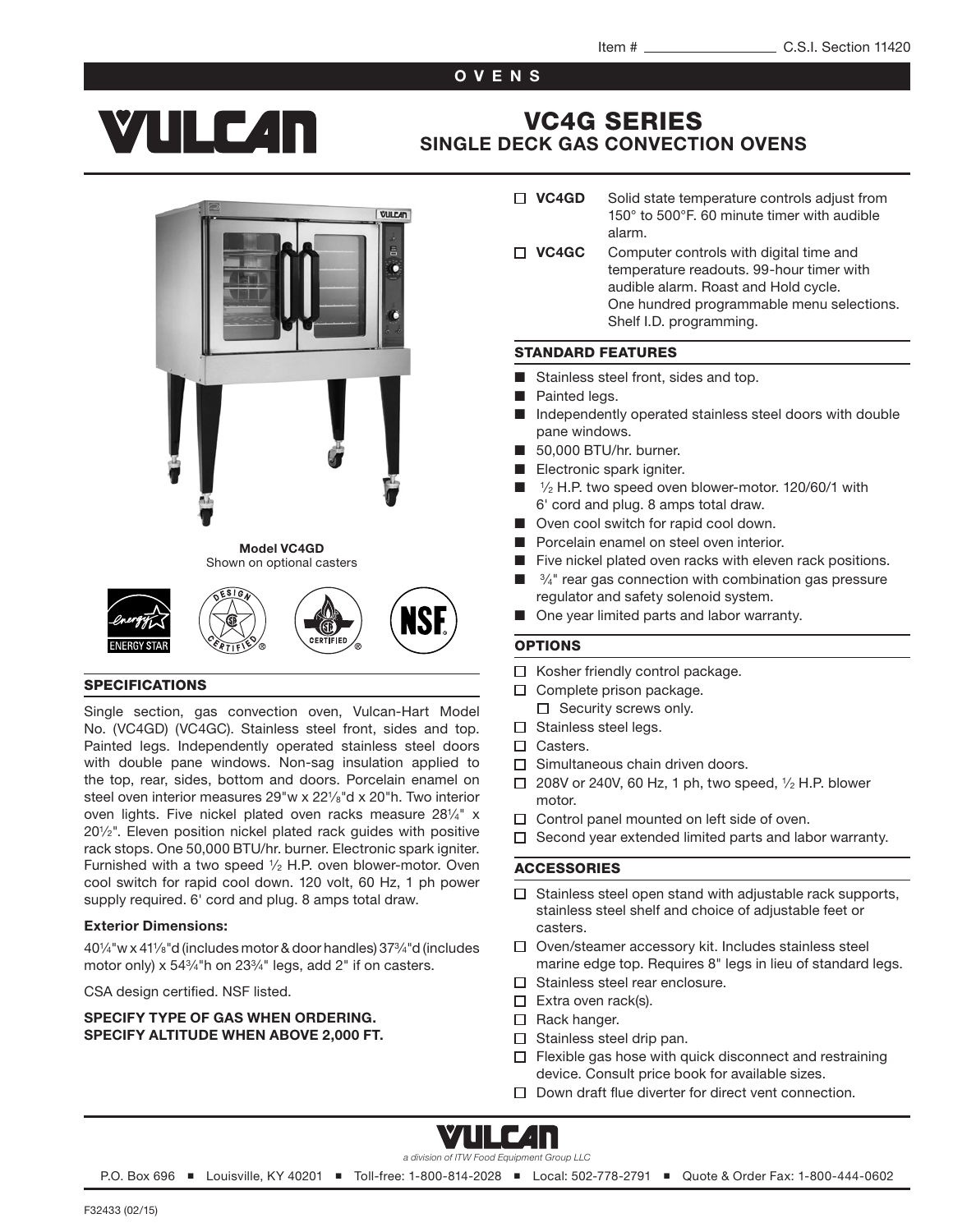Item # ______________ C.S.I. Section 11420

**OVENS**

# VULCAN

## VC4G SERIES
## SINGLE DECK GAS CONVECTION OVENS

- ☐ **VC4GD** Solid state temperature controls adjust from 150° to 500°F. 60 minute timer with audible alarm.
- ☐ **VC4GC** Computer controls with digital time and temperature readouts. 99-hour timer with audible alarm. Roast and Hold cycle. One hundred programmable menu selections. Shelf I.D. programming.

**Model VC4GD**
Shown on optional casters

### STANDARD FEATURES

- Stainless steel front, sides and top.
- Painted legs.
- Independently operated stainless steel doors with double pane windows.
- 50,000 BTU/hr. burner.
- Electronic spark igniter.
- ½ H.P. two speed oven blower-motor. 120/60/1 with 6' cord and plug. 8 amps total draw.
- Oven cool switch for rapid cool down.
- Porcelain enamel on steel oven interior.
- Five nickel plated oven racks with eleven rack positions.
- ¾" rear gas connection with combination gas pressure regulator and safety solenoid system.
- One year limited parts and labor warranty.

### SPECIFICATIONS

Single section, gas convection oven, Vulcan-Hart Model No. (VC4GD) (VC4GC). Stainless steel front, sides and top. Painted legs. Independently operated stainless steel doors with double pane windows. Non-sag insulation applied to the top, rear, sides, bottom and doors. Porcelain enamel on steel oven interior measures 29"w x 22⅛"d x 20"h. Two interior oven lights. Five nickel plated oven racks measure 28¼" x 20½". Eleven position nickel plated rack guides with positive rack stops. One 50,000 BTU/hr. burner. Electronic spark igniter. Furnished with a two speed ½ H.P. oven blower-motor. Oven cool switch for rapid cool down. 120 volt, 60 Hz, 1 ph power supply required. 6' cord and plug. 8 amps total draw.

**Exterior Dimensions:**

40¼"w x 41⅞"d (includes motor & door handles) 37¾"d (includes motor only) x 54¾"h on 23¾" legs, add 2" if on casters.

CSA design certified. NSF listed.

**SPECIFY TYPE OF GAS WHEN ORDERING.**
**SPECIFY ALTITUDE WHEN ABOVE 2,000 FT.**

### OPTIONS

- ☐ Kosher friendly control package.
- ☐ Complete prison package.
  - ☐ Security screws only.
- ☐ Stainless steel legs.
- ☐ Casters.
- ☐ Simultaneous chain driven doors.
- ☐ 208V or 240V, 60 Hz, 1 ph, two speed, ½ H.P. blower motor.
- ☐ Control panel mounted on left side of oven.
- ☐ Second year extended limited parts and labor warranty.

### ACCESSORIES

- ☐ Stainless steel open stand with adjustable rack supports, stainless steel shelf and choice of adjustable feet or casters.
- ☐ Oven/steamer accessory kit. Includes stainless steel marine edge top. Requires 8" legs in lieu of standard legs.
- ☐ Stainless steel rear enclosure.
- ☐ Extra oven rack(s).
- ☐ Rack hanger.
- ☐ Stainless steel drip pan.
- ☐ Flexible gas hose with quick disconnect and restraining device. Consult price book for available sizes.
- ☐ Down draft flue diverter for direct vent connection.

VULCAN
*a division of ITW Food Equipment Group LLC*

P.O. Box 696 ■ Louisville, KY 40201 ■ Toll-free: 1-800-814-2028 ■ Local: 502-778-2791 ■ Quote & Order Fax: 1-800-444-0602

F32433 (02/15)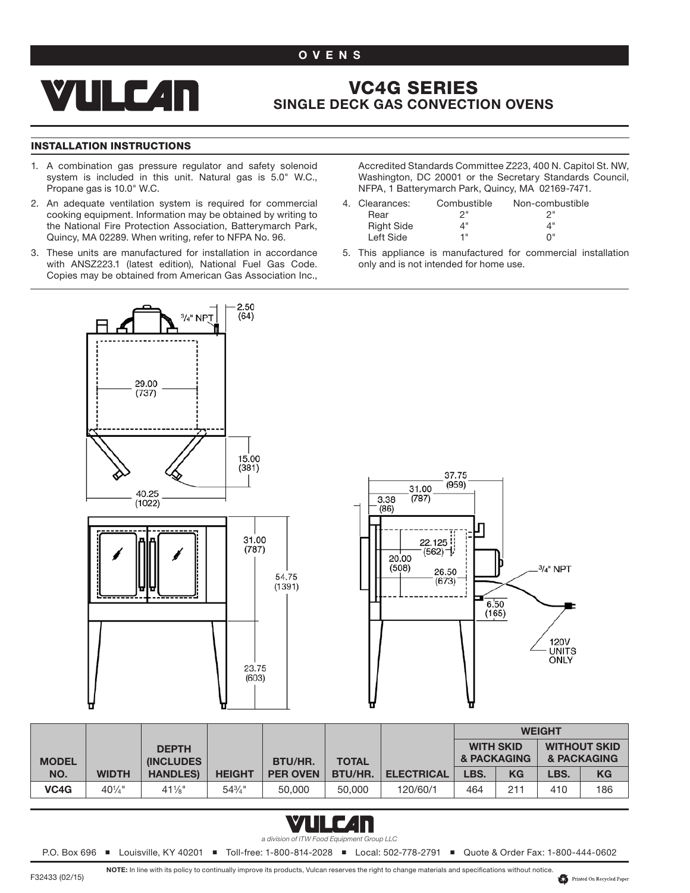OVENS

# VULCAN

## VC4G SERIES
### SINGLE DECK GAS CONVECTION OVENS

#### INSTALLATION INSTRUCTIONS

1. A combination gas pressure regulator and safety solenoid system is included in this unit. Natural gas is 5.0" W.C., Propane gas is 10.0" W.C.
2. An adequate ventilation system is required for commercial cooking equipment. Information may be obtained by writing to the National Fire Protection Association, Batterymarch Park, Quincy, MA 02289. When writing, refer to NFPA No. 96.
3. These units are manufactured for installation in accordance with ANSZ223.1 (latest edition), National Fuel Gas Code. Copies may be obtained from American Gas Association Inc., Accredited Standards Committee Z223, 400 N. Capitol St. NW, Washington, DC 20001 or the Secretary Standards Council, NFPA, 1 Batterymarch Park, Quincy, MA 02169-7471.
4. Clearances:

| Clearances: | Combustible | Non-combustible |
|---|---|---|
| Rear | 2" | 2" |
| Right Side | 4" | 4" |
| Left Side | 1" | 0" |

5. This appliance is manufactured for commercial installation only and is not intended for home use.

3/4" NPT
2.50 (64)
29.00 (737)
15.00 (381)
40.25 (1022)
31.00 (787)
54.75 (1391)
23.75 (603)
37.75 (959)
31.00 (787)
3.38 (86)
22.125 (562)
20.00 (508)
26.50 (673)
3/4" NPT
6.50 (165)
120V UNITS ONLY

| MODEL NO. | WIDTH | DEPTH (INCLUDES HANDLES) | HEIGHT | BTU/HR. PER OVEN | TOTAL BTU/HR. | ELECTRICAL | WEIGHT WITH SKID & PACKAGING LBS. | KG | WEIGHT WITHOUT SKID & PACKAGING LBS. | KG |
|---|---|---|---|---|---|---|---|---|---|---|
| VC4G | 40¼" | 41⅛" | 54¾" | 50,000 | 50,000 | 120/60/1 | 464 | 211 | 410 | 186 |

VULCAN
*a division of ITW Food Equipment Group LLC*

P.O. Box 696 ■ Louisville, KY 40201 ■ Toll-free: 1-800-814-2028 ■ Local: 502-778-2791 ■ Quote & Order Fax: 1-800-444-0602

**NOTE:** In line with its policy to continually improve its products, Vulcan reserves the right to change materials and specifications without notice.

F32433 (02/15)

Printed On Recycled Paper